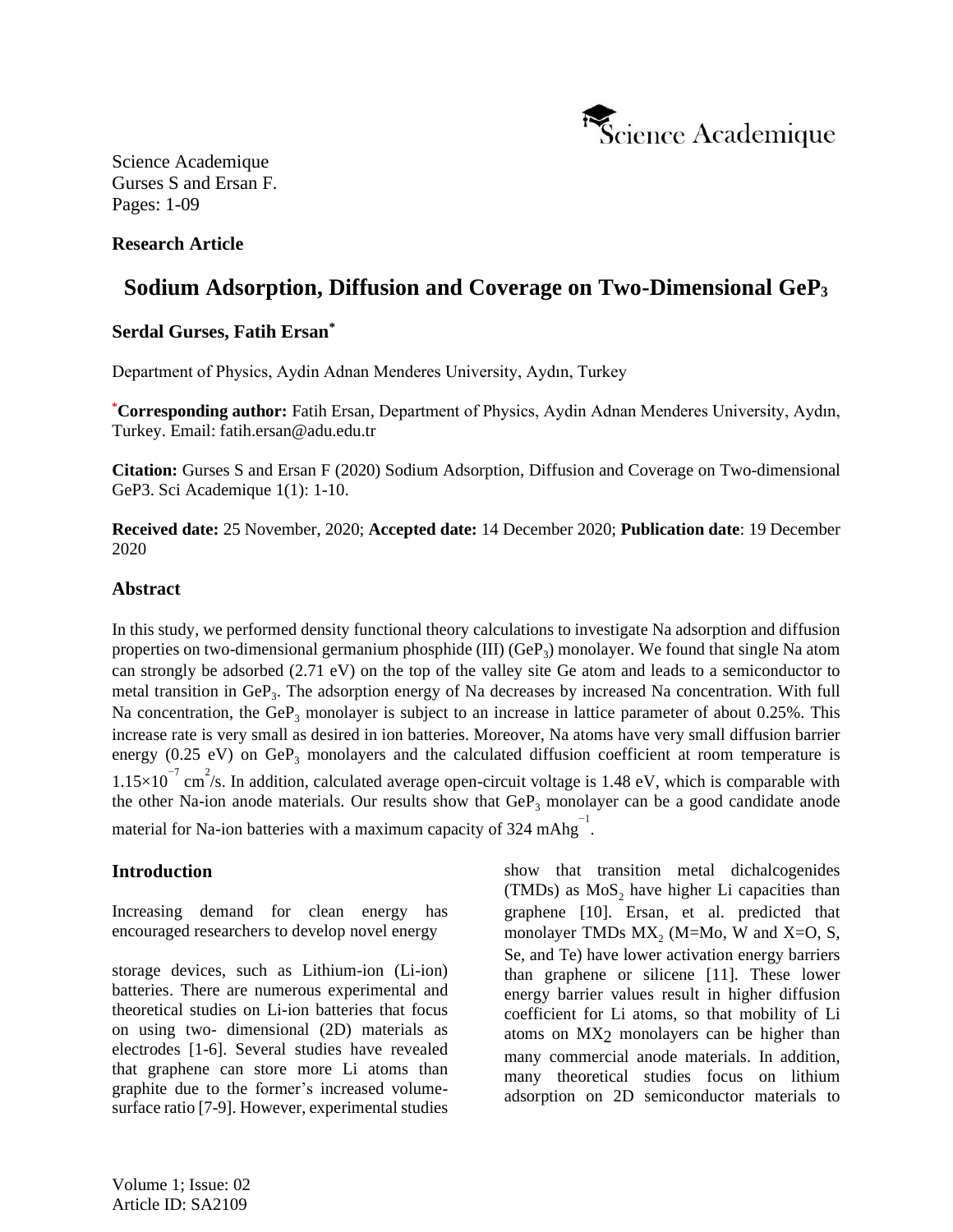Science Academique
Gurses S and Ersan F.

**Research Article**

# Sodium Adsorption, Diffusion and Coverage on Two-Dimensional $GeP_3$

**Serdal Gurses, Fatih Ersan***

Department of Physics, Aydin Adnan Menderes University, Aydın, Turkey

***Corresponding author:** Fatih Ersan, Department of Physics, Aydin Adnan Menderes University, Aydın, Turkey. Email: fatih.ersan@adu.edu.tr

**Citation:** Gurses S and Ersan F (2020) Sodium Adsorption, Diffusion and Coverage on Two-dimensional GeP3. Sci Academique 1(1): 1-10.

**Received date:** 25 November, 2020; **Accepted date:** 14 December 2020; **Publication date**: 19 December 2020

## Abstract

In this study, we performed density functional theory calculations to investigate Na adsorption and diffusion properties on two-dimensional germanium phosphide (III) ($GeP_3$) monolayer. We found that single Na atom can strongly be adsorbed (2.71 eV) on the top of the valley site Ge atom and leads to a semiconductor to metal transition in $GeP_3$. The adsorption energy of Na decreases by increased Na concentration. With full Na concentration, the $GeP_3$ monolayer is subject to an increase in lattice parameter of about 0.25%. This increase rate is very small as desired in ion batteries. Moreover, Na atoms have very small diffusion barrier energy (0.25 eV) on $GeP_3$ monolayers and the calculated diffusion coefficient at room temperature is $1.15\times10^{-7}$ $cm^2/s$. In addition, calculated average open-circuit voltage is 1.48 eV, which is comparable with the other Na-ion anode materials. Our results show that $GeP_3$ monolayer can be a good candidate anode material for Na-ion batteries with a maximum capacity of 324 $mAhg^{-1}$.

## Introduction

Increasing demand for clean energy has encouraged researchers to develop novel energy storage devices, such as Lithium-ion (Li-ion) batteries. There are numerous experimental and theoretical studies on Li-ion batteries that focus on using two- dimensional (2D) materials as electrodes [1-6]. Several studies have revealed that graphene can store more Li atoms than graphite due to the former's increased volume-surface ratio [7-9]. However, experimental studies show that transition metal dichalcogenides (TMDs) as $MoS_2$ have higher Li capacities than graphene [10]. Ersan, et al. predicted that monolayer TMDs $MX_2$ (M=Mo, W and X=O, S, Se, and Te) have lower activation energy barriers than graphene or silicene [11]. These lower energy barrier values result in higher diffusion coefficient for Li atoms, so that mobility of Li atoms on $MX_2$ monolayers can be higher than many commercial anode materials. In addition, many theoretical studies focus on lithium adsorption on 2D semiconductor materials to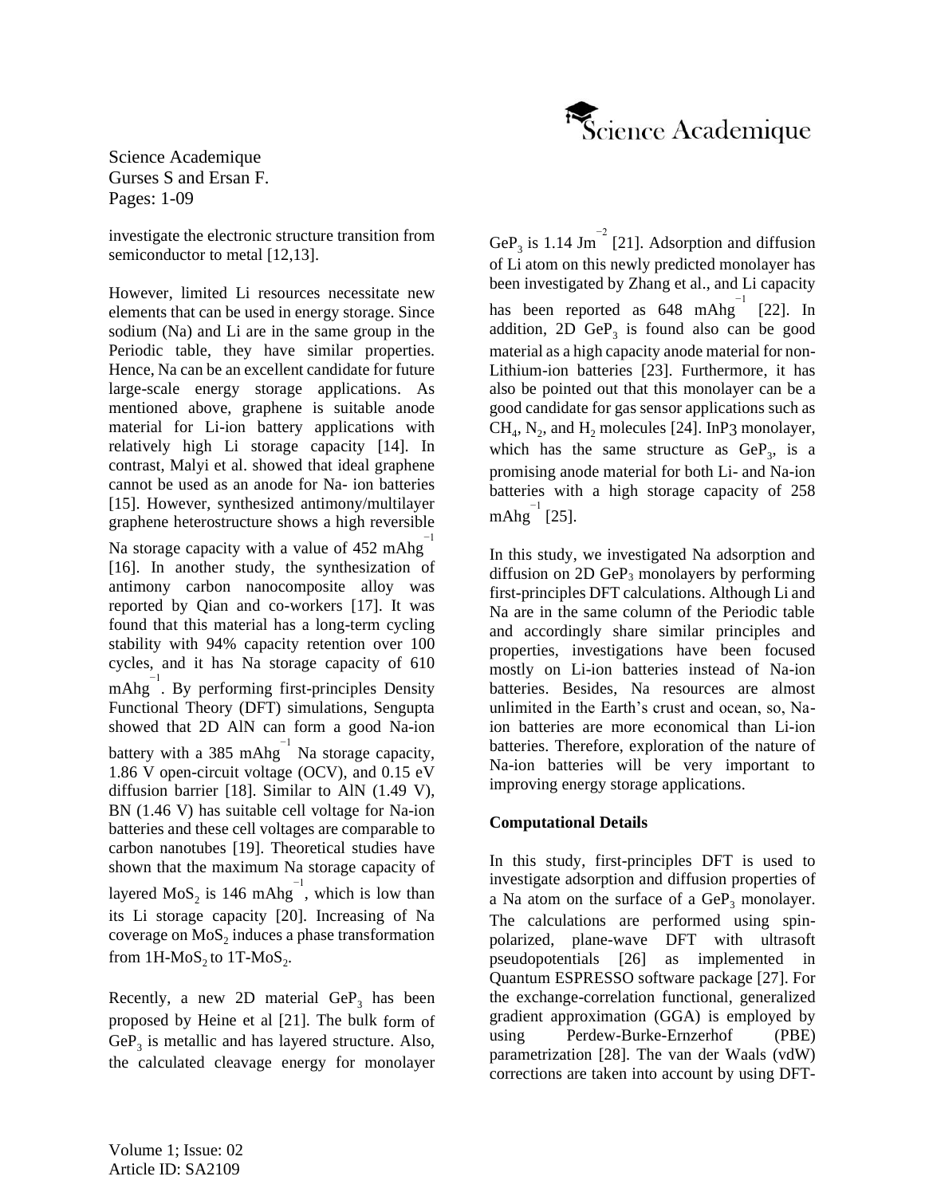investigate the electronic structure transition from semiconductor to metal [12,13].

However, limited Li resources necessitate new elements that can be used in energy storage. Since sodium (Na) and Li are in the same group in the Periodic table, they have similar properties. Hence, Na can be an excellent candidate for future large-scale energy storage applications. As mentioned above, graphene is suitable anode material for Li-ion battery applications with relatively high Li storage capacity [14]. In contrast, Malyi et al. showed that ideal graphene cannot be used as an anode for Na- ion batteries [15]. However, synthesized antimony/multilayer graphene heterostructure shows a high reversible Na storage capacity with a value of 452 $mAhg^{-1}$ [16]. In another study, the synthesization of antimony carbon nanocomposite alloy was reported by Qian and co-workers [17]. It was found that this material has a long-term cycling stability with 94% capacity retention over 100 cycles, and it has Na storage capacity of 610 $mAhg^{-1}$. By performing first-principles Density Functional Theory (DFT) simulations, Sengupta showed that 2D AlN can form a good Na-ion battery with a 385 $mAhg^{-1}$ Na storage capacity, 1.86 V open-circuit voltage (OCV), and 0.15 eV diffusion barrier [18]. Similar to AlN (1.49 V), BN (1.46 V) has suitable cell voltage for Na-ion batteries and these cell voltages are comparable to carbon nanotubes [19]. Theoretical studies have shown that the maximum Na storage capacity of layered $MoS_2$ is 146 $mAhg^{-1}$, which is low than its Li storage capacity [20]. Increasing of Na coverage on $MoS_2$ induces a phase transformation from 1H-$MoS_2$ to 1T-$MoS_2$.

Recently, a new 2D material $GeP_3$ has been proposed by Heine et al [21]. The bulk form of $GeP_3$ is metallic and has layered structure. Also, the calculated cleavage energy for monolayer $GeP_3$ is 1.14 $Jm^{-2}$ [21]. Adsorption and diffusion of Li atom on this newly predicted monolayer has been investigated by Zhang et al., and Li capacity has been reported as 648 $mAhg^{-1}$ [22]. In addition, 2D $GeP_3$ is found also can be good material as a high capacity anode material for non-Lithium-ion batteries [23]. Furthermore, it has also be pointed out that this monolayer can be a good candidate for gas sensor applications such as $CH_4$, $N_2$, and $H_2$ molecules [24]. $InP_3$ monolayer, which has the same structure as $GeP_3$, is a promising anode material for both Li- and Na-ion batteries with a high storage capacity of 258 $mAhg^{-1}$ [25].

In this study, we investigated Na adsorption and diffusion on 2D $GeP_3$ monolayers by performing first-principles DFT calculations. Although Li and Na are in the same column of the Periodic table and accordingly share similar principles and properties, investigations have been focused mostly on Li-ion batteries instead of Na-ion batteries. Besides, Na resources are almost unlimited in the Earth's crust and ocean, so, Na-ion batteries are more economical than Li-ion batteries. Therefore, exploration of the nature of Na-ion batteries will be very important to improving energy storage applications.

**Computational Details**

In this study, first-principles DFT is used to investigate adsorption and diffusion properties of a Na atom on the surface of a $GeP_3$ monolayer. The calculations are performed using spin-polarized, plane-wave DFT with ultrasoft pseudopotentials [26] as implemented in Quantum ESPRESSO software package [27]. For the exchange-correlation functional, generalized gradient approximation (GGA) is employed by using Perdew-Burke-Ernzerhof (PBE) parametrization [28]. The van der Waals (vdW) corrections are taken into account by using DFT-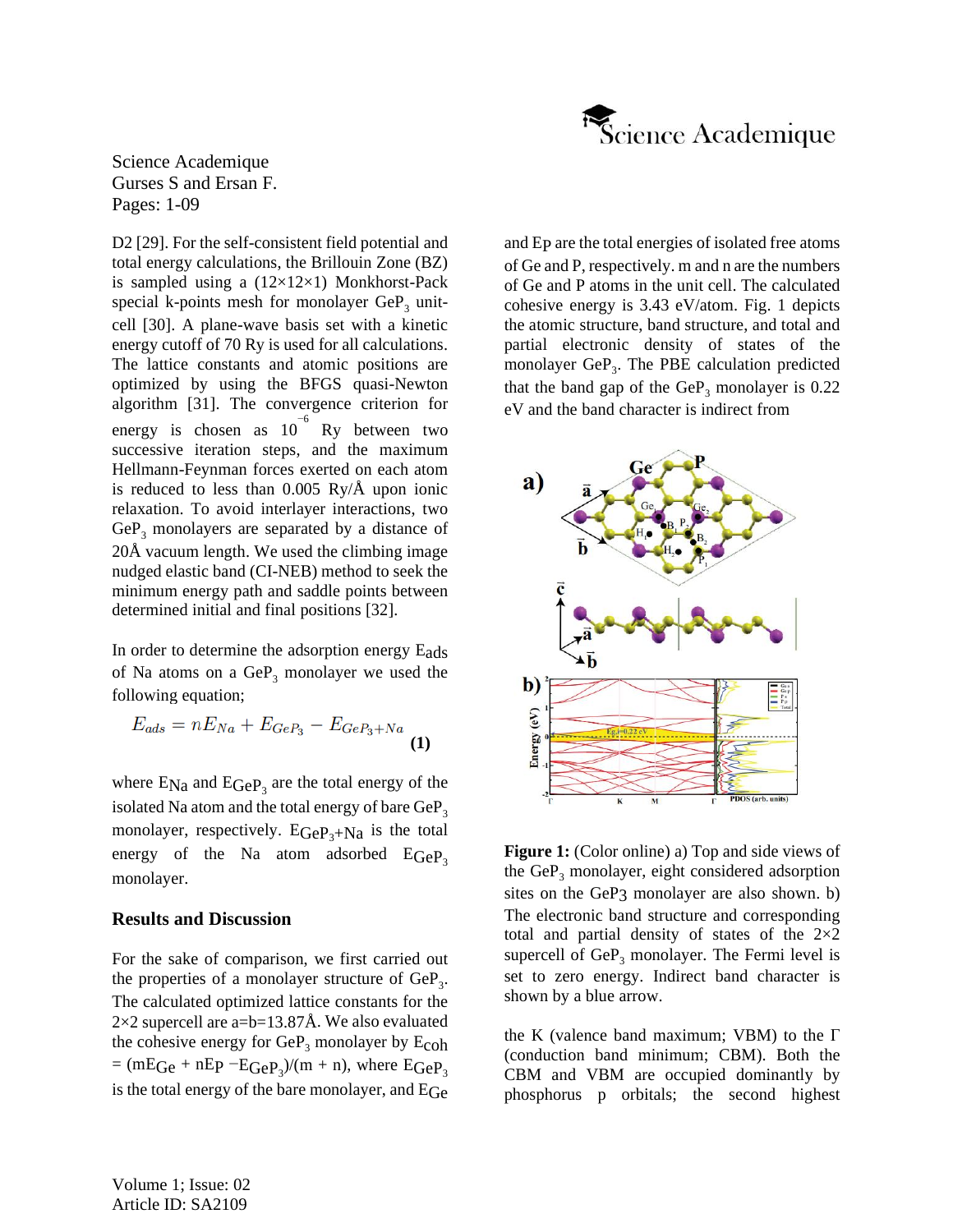D2 [29]. For the self-consistent field potential and total energy calculations, the Brillouin Zone (BZ) is sampled using a (12×12×1) Monkhorst-Pack special k-points mesh for monolayer $GeP_3$ unit-cell [30]. A plane-wave basis set with a kinetic energy cutoff of 70 Ry is used for all calculations. The lattice constants and atomic positions are optimized by using the BFGS quasi-Newton algorithm [31]. The convergence criterion for energy is chosen as $10^{-6}$ Ry between two successive iteration steps, and the maximum Hellmann-Feynman forces exerted on each atom is reduced to less than 0.005 Ry/Å upon ionic relaxation. To avoid interlayer interactions, two $GeP_3$ monolayers are separated by a distance of 20Å vacuum length. We used the climbing image nudged elastic band (CI-NEB) method to seek the minimum energy path and saddle points between determined initial and final positions [32].

In order to determine the adsorption energy $E_{ads}$ of Na atoms on a $GeP_3$ monolayer we used the following equation;

$$E_{ads} = nE_{Na} + E_{GeP_3} - E_{GeP_3+Na} \quad \textbf{(1)}$$

where $E_{Na}$ and $E_{GeP_3}$ are the total energy of the isolated Na atom and the total energy of bare $GeP_3$ monolayer, respectively. $E_{GeP_3+Na}$ is the total energy of the Na atom adsorbed $E_{GeP_3}$ monolayer.

## Results and Discussion

For the sake of comparison, we first carried out the properties of a monolayer structure of $GeP_3$. The calculated optimized lattice constants for the 2×2 supercell are a=b=13.87Å. We also evaluated the cohesive energy for $GeP_3$ monolayer by $E_{coh} = (mE_{Ge} + nE_P - E_{GeP_3})/(m + n)$, where $E_{GeP_3}$ is the total energy of the bare monolayer, and $E_{Ge}$ and $E_P$ are the total energies of isolated free atoms of Ge and P, respectively. m and n are the numbers of Ge and P atoms in the unit cell. The calculated cohesive energy is 3.43 eV/atom. Fig. 1 depicts the atomic structure, band structure, and total and partial electronic density of states of the monolayer $GeP_3$. The PBE calculation predicted that the band gap of the $GeP_3$ monolayer is 0.22 eV and the band character is indirect from the K (valence band maximum; VBM) to the Γ (conduction band minimum; CBM). Both the CBM and VBM are occupied dominantly by phosphorus p orbitals; the second highest

**Figure 1:** (Color online) a) Top and side views of the $GeP_3$ monolayer, eight considered adsorption sites on the GeP3 monolayer are also shown. b) The electronic band structure and corresponding total and partial density of states of the 2×2 supercell of $GeP_3$ monolayer. The Fermi level is set to zero energy. Indirect band character is shown by a blue arrow.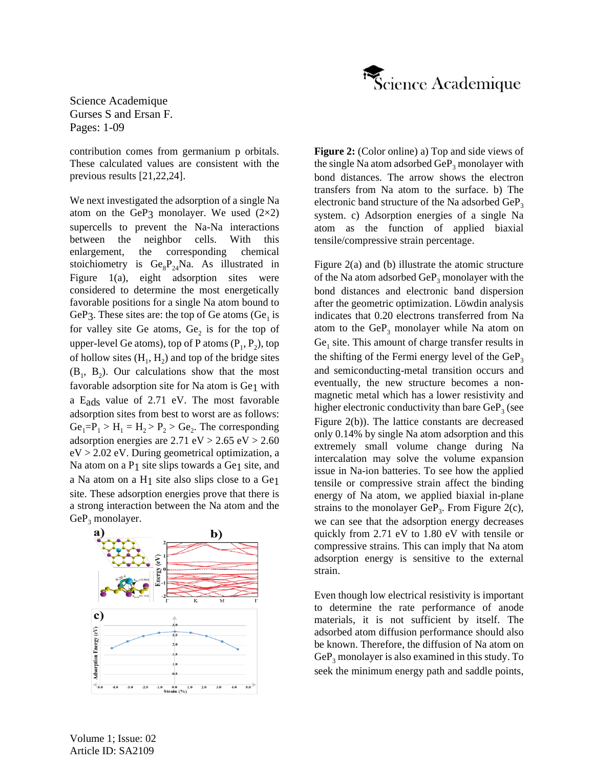contribution comes from germanium p orbitals. These calculated values are consistent with the previous results [21,22,24].

We next investigated the adsorption of a single Na atom on the $GeP_3$ monolayer. We used (2×2) supercells to prevent the Na-Na interactions between the neighbor cells. With this enlargement, the corresponding chemical stoichiometry is $Ge_8P_{24}Na$. As illustrated in Figure 1(a), eight adsorption sites were considered to determine the most energetically favorable positions for a single Na atom bound to $GeP_3$. These sites are: the top of Ge atoms ($Ge_1$ is for valley site Ge atoms, $Ge_2$ is for the top of upper-level Ge atoms), top of P atoms ($P_1$, $P_2$), top of hollow sites ($H_1$, $H_2$) and top of the bridge sites ($B_1$, $B_2$). Our calculations show that the most favorable adsorption site for Na atom is $Ge_1$ with a $E_{ads}$ value of 2.71 eV. The most favorable adsorption sites from best to worst are as follows: $Ge_1=P_1 > H_1 = H_2 > P_2 > Ge_2$. The corresponding adsorption energies are 2.71 eV > 2.65 eV > 2.60 eV > 2.02 eV. During geometrical optimization, a Na atom on a $P_1$ site slips towards a $Ge_1$ site, and a Na atom on a $H_1$ site also slips close to a $Ge_1$ site. These adsorption energies prove that there is a strong interaction between the Na atom and the $GeP_3$ monolayer.

**Figure 2:** (Color online) a) Top and side views of the single Na atom adsorbed $GeP_3$ monolayer with bond distances. The arrow shows the electron transfers from Na atom to the surface. b) The electronic band structure of the Na adsorbed $GeP_3$ system. c) Adsorption energies of a single Na atom as the function of applied biaxial tensile/compressive strain percentage.

Figure 2(a) and (b) illustrate the atomic structure of the Na atom adsorbed $GeP_3$ monolayer with the bond distances and electronic band dispersion after the geometric optimization. Löwdin analysis indicates that 0.20 electrons transferred from Na atom to the $GeP_3$ monolayer while Na atom on $Ge_1$ site. This amount of charge transfer results in the shifting of the Fermi energy level of the $GeP_3$ and semiconducting-metal transition occurs and eventually, the new structure becomes a non-magnetic metal which has a lower resistivity and higher electronic conductivity than bare $GeP_3$ (see Figure 2(b)). The lattice constants are decreased only 0.14% by single Na atom adsorption and this extremely small volume change during Na intercalation may solve the volume expansion issue in Na-ion batteries. To see how the applied tensile or compressive strain affect the binding energy of Na atom, we applied biaxial in-plane strains to the monolayer $GeP_3$. From Figure 2(c), we can see that the adsorption energy decreases quickly from 2.71 eV to 1.80 eV with tensile or compressive strains. This can imply that Na atom adsorption energy is sensitive to the external strain.

Even though low electrical resistivity is important to determine the rate performance of anode materials, it is not sufficient by itself. The adsorbed atom diffusion performance should also be known. Therefore, the diffusion of Na atom on $GeP_3$ monolayer is also examined in this study. To seek the minimum energy path and saddle points,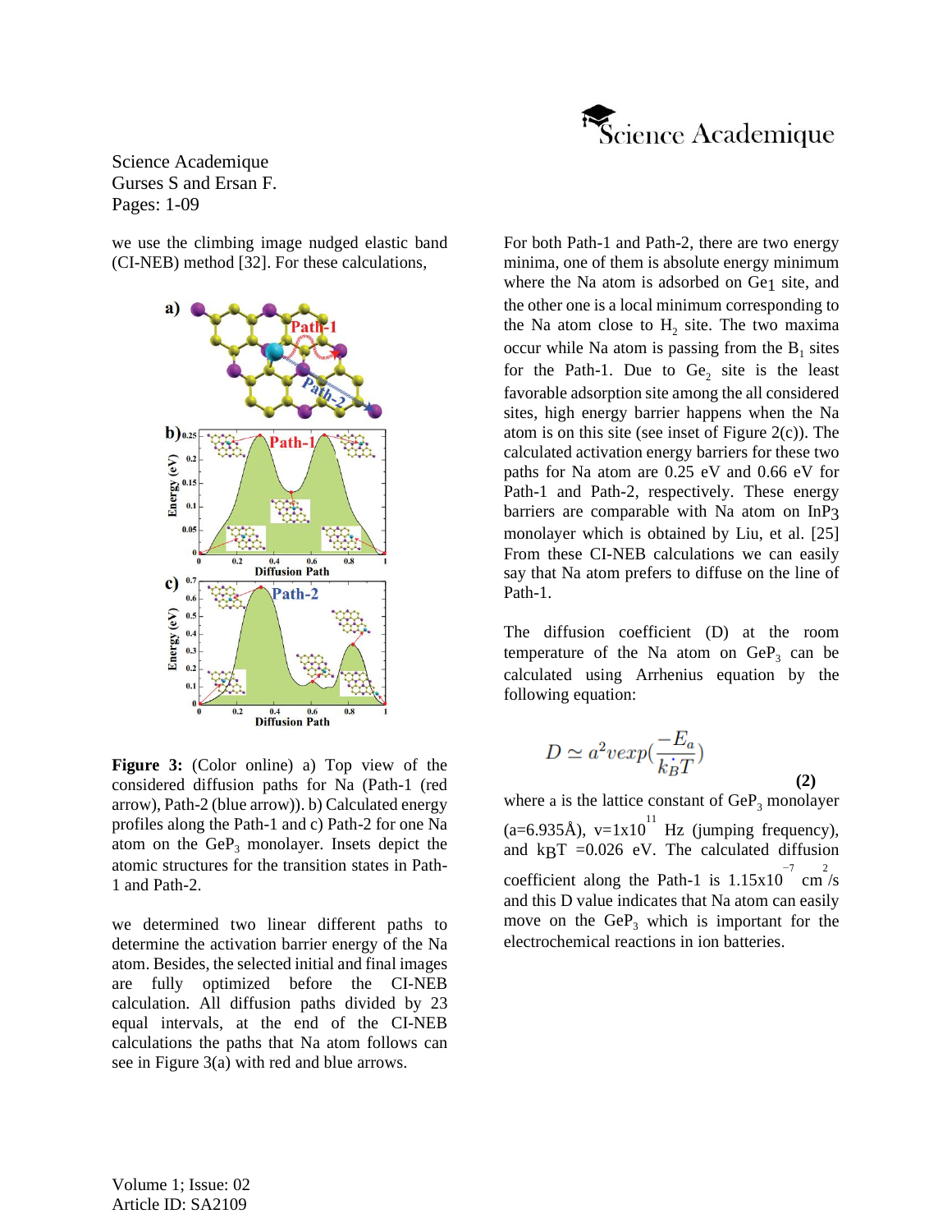we use the climbing image nudged elastic band (CI-NEB) method [32]. For these calculations,

**Figure 3:** (Color online) a) Top view of the considered diffusion paths for Na (Path-1 (red arrow), Path-2 (blue arrow)). b) Calculated energy profiles along the Path-1 and c) Path-2 for one Na atom on the $GeP_3$ monolayer. Insets depict the atomic structures for the transition states in Path-1 and Path-2.

we determined two linear different paths to determine the activation barrier energy of the Na atom. Besides, the selected initial and final images are fully optimized before the CI-NEB calculation. All diffusion paths divided by 23 equal intervals, at the end of the CI-NEB calculations the paths that Na atom follows can see in Figure 3(a) with red and blue arrows.

For both Path-1 and Path-2, there are two energy minima, one of them is absolute energy minimum where the Na atom is adsorbed on $Ge_1$ site, and the other one is a local minimum corresponding to the Na atom close to $H_2$ site. The two maxima occur while Na atom is passing from the $B_1$ sites for the Path-1. Due to $Ge_2$ site is the least favorable adsorption site among the all considered sites, high energy barrier happens when the Na atom is on this site (see inset of Figure 2(c)). The calculated activation energy barriers for these two paths for Na atom are 0.25 eV and 0.66 eV for Path-1 and Path-2, respectively. These energy barriers are comparable with Na atom on $InP_3$ monolayer which is obtained by Liu, et al. [25] From these CI-NEB calculations we can easily say that Na atom prefers to diffuse on the line of Path-1.

The diffusion coefficient (D) at the room temperature of the Na atom on $GeP_3$ can be calculated using Arrhenius equation by the following equation:

$$D \simeq a^2 v exp(\frac{-E_a}{k_B T}) \quad (2)$$

where a is the lattice constant of $GeP_3$ monolayer (a=6.935Å), $v=1x10^{11}$ Hz (jumping frequency), and $k_BT$ =0.026 eV. The calculated diffusion coefficient along the Path-1 is $1.15x10^{-7}$ $cm^2/s$ and this D value indicates that Na atom can easily move on the $GeP_3$ which is important for the electrochemical reactions in ion batteries.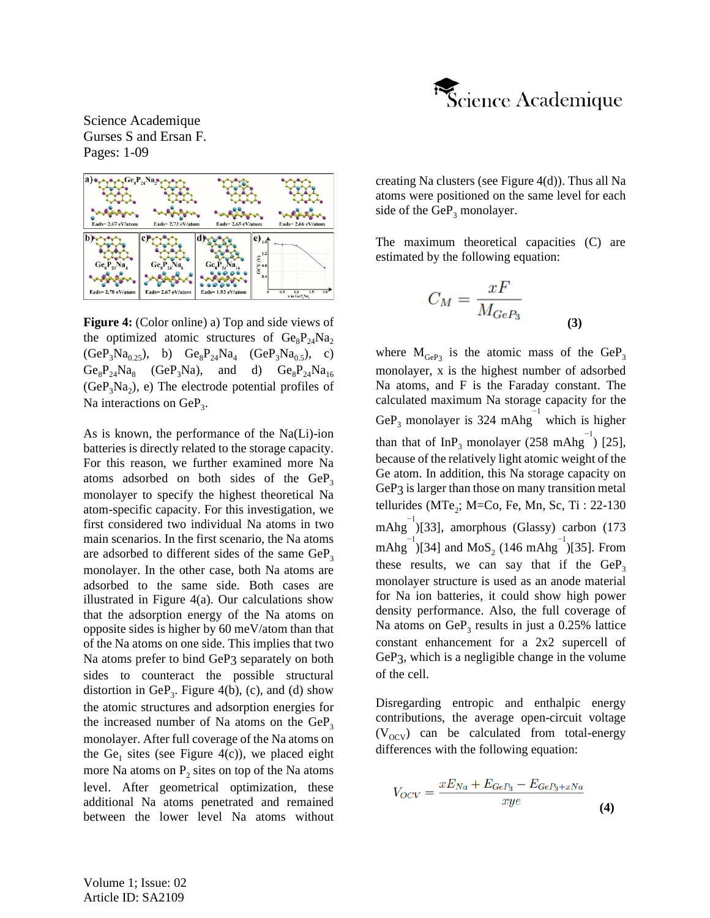**Figure 4:** (Color online) a) Top and side views of the optimized atomic structures of $Ge_8P_{24}Na_2$ ($GeP_3Na_{0.25}$), b) $Ge_8P_{24}Na_4$ ($GeP_3Na_{0.5}$), c) $Ge_8P_{24}Na_8$ ($GeP_3Na$), and d) $Ge_8P_{24}Na_{16}$ ($GeP_3Na_2$), e) The electrode potential profiles of Na interactions on $GeP_3$.

As is known, the performance of the Na(Li)-ion batteries is directly related to the storage capacity. For this reason, we further examined more Na atoms adsorbed on both sides of the $GeP_3$ monolayer to specify the highest theoretical Na atom-specific capacity. For this investigation, we first considered two individual Na atoms in two main scenarios. In the first scenario, the Na atoms are adsorbed to different sides of the same $GeP_3$ monolayer. In the other case, both Na atoms are adsorbed to the same side. Both cases are illustrated in Figure 4(a). Our calculations show that the adsorption energy of the Na atoms on opposite sides is higher by 60 meV/atom than that of the Na atoms on one side. This implies that two Na atoms prefer to bind $GeP_3$ separately on both sides to counteract the possible structural distortion in $GeP_3$. Figure 4(b), (c), and (d) show the atomic structures and adsorption energies for the increased number of Na atoms on the $GeP_3$ monolayer. After full coverage of the Na atoms on the $Ge_1$ sites (see Figure 4(c)), we placed eight more Na atoms on $P_2$ sites on top of the Na atoms level. After geometrical optimization, these additional Na atoms penetrated and remained between the lower level Na atoms without creating Na clusters (see Figure 4(d)). Thus all Na atoms were positioned on the same level for each side of the $GeP_3$ monolayer.

The maximum theoretical capacities (C) are estimated by the following equation:

$$C_M = \frac{xF}{M_{GeP_3}} \tag{3}$$

where $M_{GeP_3}$ is the atomic mass of the $GeP_3$ monolayer, x is the highest number of adsorbed Na atoms, and F is the Faraday constant. The calculated maximum Na storage capacity for the $GeP_3$ monolayer is 324 $mAhg^{-1}$ which is higher than that of $InP_3$ monolayer (258 $mAhg^{-1}$) [25], because of the relatively light atomic weight of the Ge atom. In addition, this Na storage capacity on $GeP_3$ is larger than those on many transition metal tellurides ($MTe_2$; M=Co, Fe, Mn, Sc, Ti : 22-130 $mAhg^{-1}$)[33], amorphous (Glassy) carbon (173 $mAhg^{-1}$)[34] and $MoS_2$ (146 $mAhg^{-1}$)[35]. From these results, we can say that if the $GeP_3$ monolayer structure is used as an anode material for Na ion batteries, it could show high power density performance. Also, the full coverage of Na atoms on $GeP_3$ results in just a 0.25% lattice constant enhancement for a 2x2 supercell of $GeP_3$, which is a negligible change in the volume of the cell.

Disregarding entropic and enthalpic energy contributions, the average open-circuit voltage ($V_{OCV}$) can be calculated from total-energy differences with the following equation:

$$V_{OCV} = \frac{xE_{Na} + E_{GeP_3} - E_{GeP_3+xNa}}{xye} \tag{4}$$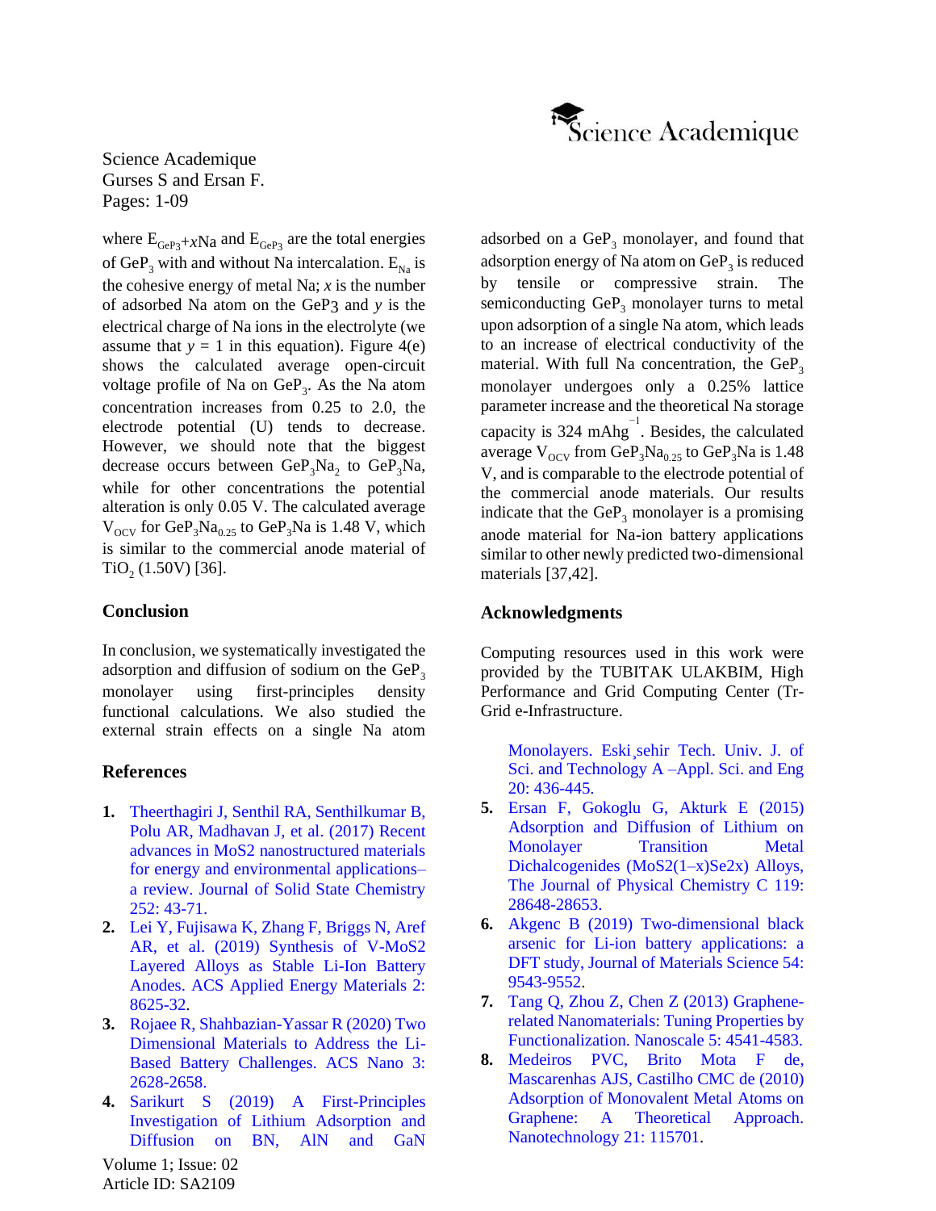where $E_{GeP_3+x\text{Na}}$ and $E_{GeP_3}$ are the total energies of $GeP_3$ with and without Na intercalation. $E_{Na}$ is the cohesive energy of metal Na; $x$ is the number of adsorbed Na atom on the GeP3 and $y$ is the electrical charge of Na ions in the electrolyte (we assume that $y = 1$ in this equation). Figure 4(e) shows the calculated average open-circuit voltage profile of Na on $GeP_3$. As the Na atom concentration increases from 0.25 to 2.0, the electrode potential (U) tends to decrease. However, we should note that the biggest decrease occurs between $GeP_3Na_2$ to $GeP_3Na$, while for other concentrations the potential alteration is only 0.05 V. The calculated average $V_{OCV}$ for $GeP_3Na_{0.25}$ to $GeP_3Na$ is 1.48 V, which is similar to the commercial anode material of $TiO_2$ (1.50V) [36].

## Conclusion

In conclusion, we systematically investigated the adsorption and diffusion of sodium on the $GeP_3$ monolayer using first-principles density functional calculations. We also studied the external strain effects on a single Na atom adsorbed on a $GeP_3$ monolayer, and found that adsorption energy of Na atom on $GeP_3$ is reduced by tensile or compressive strain. The semiconducting $GeP_3$ monolayer turns to metal upon adsorption of a single Na atom, which leads to an increase of electrical conductivity of the material. With full Na concentration, the $GeP_3$ monolayer undergoes only a 0.25% lattice parameter increase and the theoretical Na storage capacity is 324 $mAhg^{-1}$. Besides, the calculated average $V_{OCV}$ from $GeP_3Na_{0.25}$ to $GeP_3Na$ is 1.48 V, and is comparable to the electrode potential of the commercial anode materials. Our results indicate that the $GeP_3$ monolayer is a promising anode material for Na-ion battery applications similar to other newly predicted two-dimensional materials [37,42].

## Acknowledgments

Computing resources used in this work were provided by the TUBITAK ULAKBIM, High Performance and Grid Computing Center (Tr-Grid e-Infrastructure.

## References

1. Theerthagiri J, Senthil RA, Senthilkumar B, Polu AR, Madhavan J, et al. (2017) Recent advances in MoS2 nanostructured materials for energy and environmental applications– a review. Journal of Solid State Chemistry 252: 43-71.
2. Lei Y, Fujisawa K, Zhang F, Briggs N, Aref AR, et al. (2019) Synthesis of V-MoS2 Layered Alloys as Stable Li-Ion Battery Anodes. ACS Applied Energy Materials 2: 8625-32.
3. Rojaee R, Shahbazian-Yassar R (2020) Two Dimensional Materials to Address the Li-Based Battery Challenges. ACS Nano 3: 2628-2658.
4. Sarikurt S (2019) A First-Principles Investigation of Lithium Adsorption and Diffusion on BN, AlN and GaN Monolayers. Eskişehir Tech. Univ. J. of Sci. and Technology A –Appl. Sci. and Eng 20: 436-445.
5. Ersan F, Gokoglu G, Akturk E (2015) Adsorption and Diffusion of Lithium on Monolayer Transition Metal Dichalcogenides (MoS2(1–x)Se2x) Alloys, The Journal of Physical Chemistry C 119: 28648-28653.
6. Akgenc B (2019) Two-dimensional black arsenic for Li-ion battery applications: a DFT study, Journal of Materials Science 54: 9543-9552.
7. Tang Q, Zhou Z, Chen Z (2013) Graphene-related Nanomaterials: Tuning Properties by Functionalization. Nanoscale 5: 4541-4583.
8. Medeiros PVC, Brito Mota F de, Mascarenhas AJS, Castilho CMC de (2010) Adsorption of Monovalent Metal Atoms on Graphene: A Theoretical Approach. Nanotechnology 21: 115701.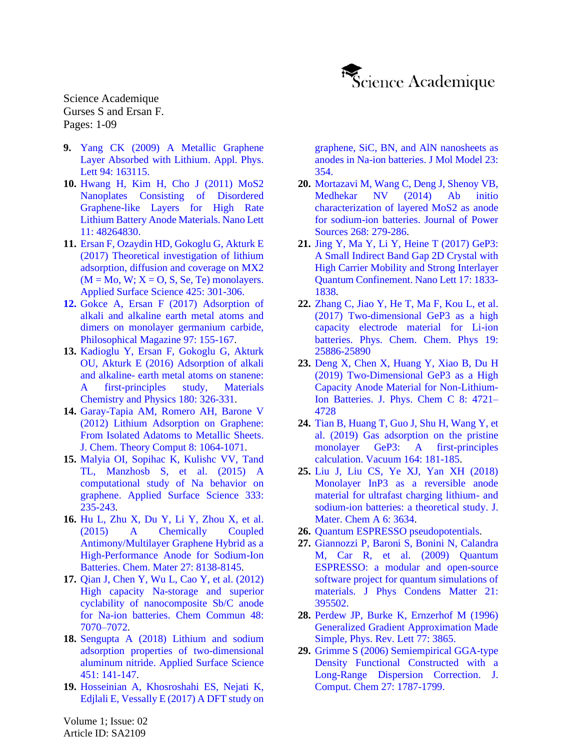9. Yang CK (2009) A Metallic Graphene Layer Absorbed with Lithium. Appl. Phys. Lett 94: 163115.
10. Hwang H, Kim H, Cho J (2011) MoS2 Nanoplates Consisting of Disordered Graphene-like Layers for High Rate Lithium Battery Anode Materials. Nano Lett 11: 48264830.
11. Ersan F, Ozaydin HD, Gokoglu G, Akturk E (2017) Theoretical investigation of lithium adsorption, diffusion and coverage on MX2 (M = Mo, W; X = O, S, Se, Te) monolayers. Applied Surface Science 425: 301-306.
12. Gokce A, Ersan F (2017) Adsorption of alkali and alkaline earth metal atoms and dimers on monolayer germanium carbide, Philosophical Magazine 97: 155-167.
13. Kadioglu Y, Ersan F, Gokoglu G, Akturk OU, Akturk E (2016) Adsorption of alkali and alkaline- earth metal atoms on stanene: A first-principles study, Materials Chemistry and Physics 180: 326-331.
14. Garay-Tapia AM, Romero AH, Barone V (2012) Lithium Adsorption on Graphene: From Isolated Adatoms to Metallic Sheets. J. Chem. Theory Comput 8: 1064-1071.
15. Malyia OI, Sopihac K, Kulishc VV, Tand TL, Manzhosb S, et al. (2015) A computational study of Na behavior on graphene. Applied Surface Science 333: 235-243.
16. Hu L, Zhu X, Du Y, Li Y, Zhou X, et al. (2015) A Chemically Coupled Antimony/Multilayer Graphene Hybrid as a High-Performance Anode for Sodium-Ion Batteries. Chem. Mater 27: 8138-8145.
17. Qian J, Chen Y, Wu L, Cao Y, et al. (2012) High capacity Na-storage and superior cyclability of nanocomposite Sb/C anode for Na-ion batteries. Chem Commun 48: 7070–7072.
18. Sengupta A (2018) Lithium and sodium adsorption properties of two-dimensional aluminum nitride. Applied Surface Science 451: 141-147.
19. Hosseinian A, Khosroshahi ES, Nejati K, Edjlali E, Vessally E (2017) A DFT study on graphene, SiC, BN, and AlN nanosheets as anodes in Na-ion batteries. J Mol Model 23: 354.
20. Mortazavi M, Wang C, Deng J, Shenoy VB, Medhekar NV (2014) Ab initio characterization of layered MoS2 as anode for sodium-ion batteries. Journal of Power Sources 268: 279-286.
21. Jing Y, Ma Y, Li Y, Heine T (2017) GeP3: A Small Indirect Band Gap 2D Crystal with High Carrier Mobility and Strong Interlayer Quantum Confinement. Nano Lett 17: 1833-1838.
22. Zhang C, Jiao Y, He T, Ma F, Kou L, et al. (2017) Two-dimensional GeP3 as a high capacity electrode material for Li-ion batteries. Phys. Chem. Chem. Phys 19: 25886-25890
23. Deng X, Chen X, Huang Y, Xiao B, Du H (2019) Two-Dimensional GeP3 as a High Capacity Anode Material for Non-Lithium-Ion Batteries. J. Phys. Chem C 8: 4721–4728
24. Tian B, Huang T, Guo J, Shu H, Wang Y, et al. (2019) Gas adsorption on the pristine monolayer GeP3: A first-principles calculation. Vacuum 164: 181-185.
25. Liu J, Liu CS, Ye XJ, Yan XH (2018) Monolayer InP3 as a reversible anode material for ultrafast charging lithium- and sodium-ion batteries: a theoretical study. J. Mater. Chem A 6: 3634.
26. Quantum ESPRESSO pseudopotentials.
27. Giannozzi P, Baroni S, Bonini N, Calandra M, Car R, et al. (2009) Quantum ESPRESSO: a modular and open-source software project for quantum simulations of materials. J Phys Condens Matter 21: 395502.
28. Perdew JP, Burke K, Ernzerhof M (1996) Generalized Gradient Approximation Made Simple, Phys. Rev. Lett 77: 3865.
29. Grimme S (2006) Semiempirical GGA-type Density Functional Constructed with a Long-Range Dispersion Correction. J. Comput. Chem 27: 1787-1799.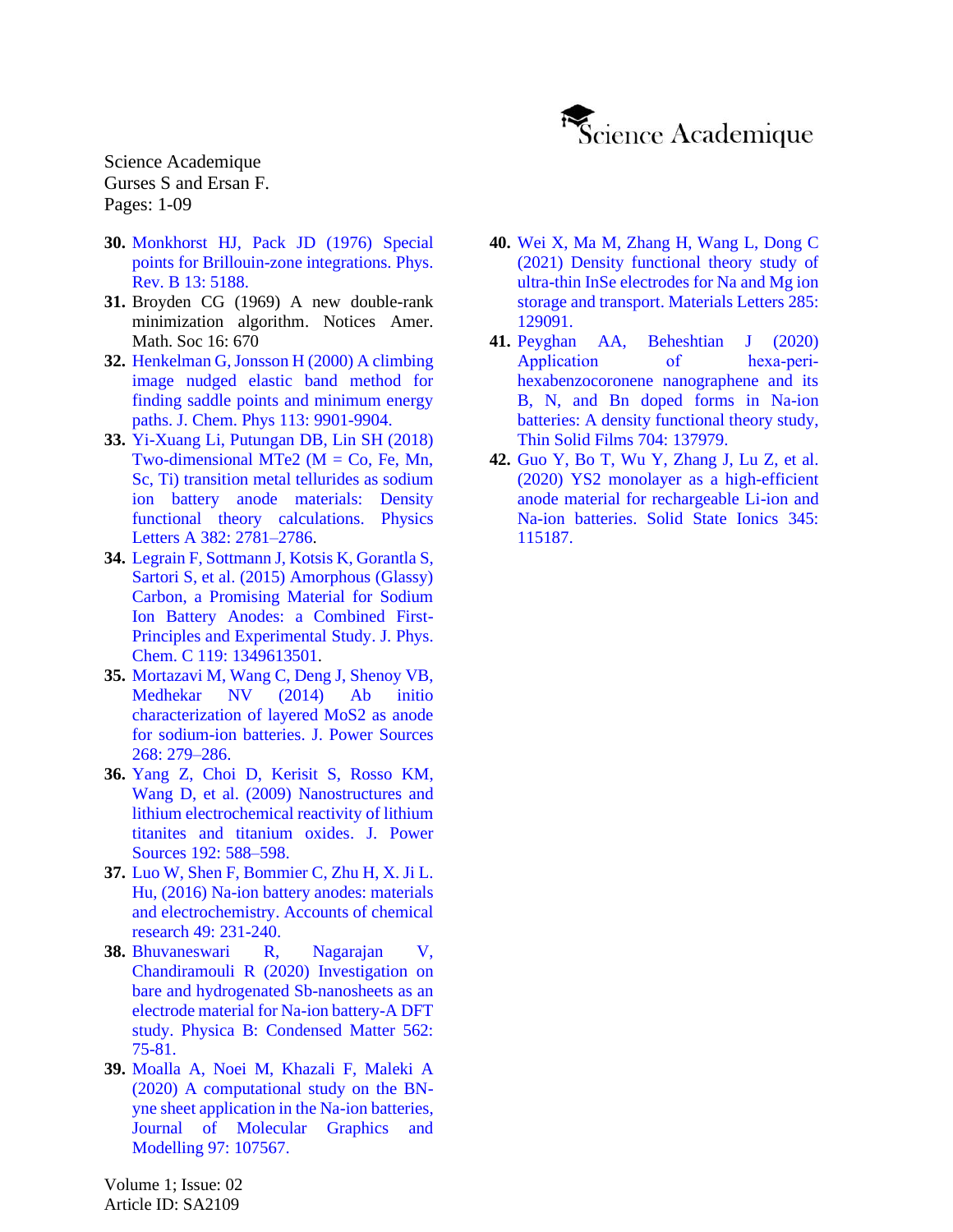30. Monkhorst HJ, Pack JD (1976) Special points for Brillouin-zone integrations. Phys. Rev. B 13: 5188.
31. Broyden CG (1969) A new double-rank minimization algorithm. Notices Amer. Math. Soc 16: 670
32. Henkelman G, Jonsson H (2000) A climbing image nudged elastic band method for finding saddle points and minimum energy paths. J. Chem. Phys 113: 9901-9904.
33. Yi-Xuang Li, Putungan DB, Lin SH (2018) Two-dimensional MTe2 (M = Co, Fe, Mn, Sc, Ti) transition metal tellurides as sodium ion battery anode materials: Density functional theory calculations. Physics Letters A 382: 2781–2786.
34. Legrain F, Sottmann J, Kotsis K, Gorantla S, Sartori S, et al. (2015) Amorphous (Glassy) Carbon, a Promising Material for Sodium Ion Battery Anodes: a Combined First-Principles and Experimental Study. J. Phys. Chem. C 119: 1349613501.
35. Mortazavi M, Wang C, Deng J, Shenoy VB, Medhekar NV (2014) Ab initio characterization of layered MoS2 as anode for sodium-ion batteries. J. Power Sources 268: 279–286.
36. Yang Z, Choi D, Kerisit S, Rosso KM, Wang D, et al. (2009) Nanostructures and lithium electrochemical reactivity of lithium titanites and titanium oxides. J. Power Sources 192: 588–598.
37. Luo W, Shen F, Bommier C, Zhu H, X. Ji L. Hu, (2016) Na-ion battery anodes: materials and electrochemistry. Accounts of chemical research 49: 231-240.
38. Bhuvaneswari R, Nagarajan V, Chandiramouli R (2020) Investigation on bare and hydrogenated Sb-nanosheets as an electrode material for Na-ion battery-A DFT study. Physica B: Condensed Matter 562: 75-81.
39. Moalla A, Noei M, Khazali F, Maleki A (2020) A computational study on the BN-yne sheet application in the Na-ion batteries, Journal of Molecular Graphics and Modelling 97: 107567.
40. Wei X, Ma M, Zhang H, Wang L, Dong C (2021) Density functional theory study of ultra-thin InSe electrodes for Na and Mg ion storage and transport. Materials Letters 285: 129091.
41. Peyghan AA, Beheshtian J (2020) Application of hexa-peri-hexabenzocoronene nanographene and its B, N, and Bn doped forms in Na-ion batteries: A density functional theory study, Thin Solid Films 704: 137979.
42. Guo Y, Bo T, Wu Y, Zhang J, Lu Z, et al. (2020) YS2 monolayer as a high-efficient anode material for rechargeable Li-ion and Na-ion batteries. Solid State Ionics 345: 115187.